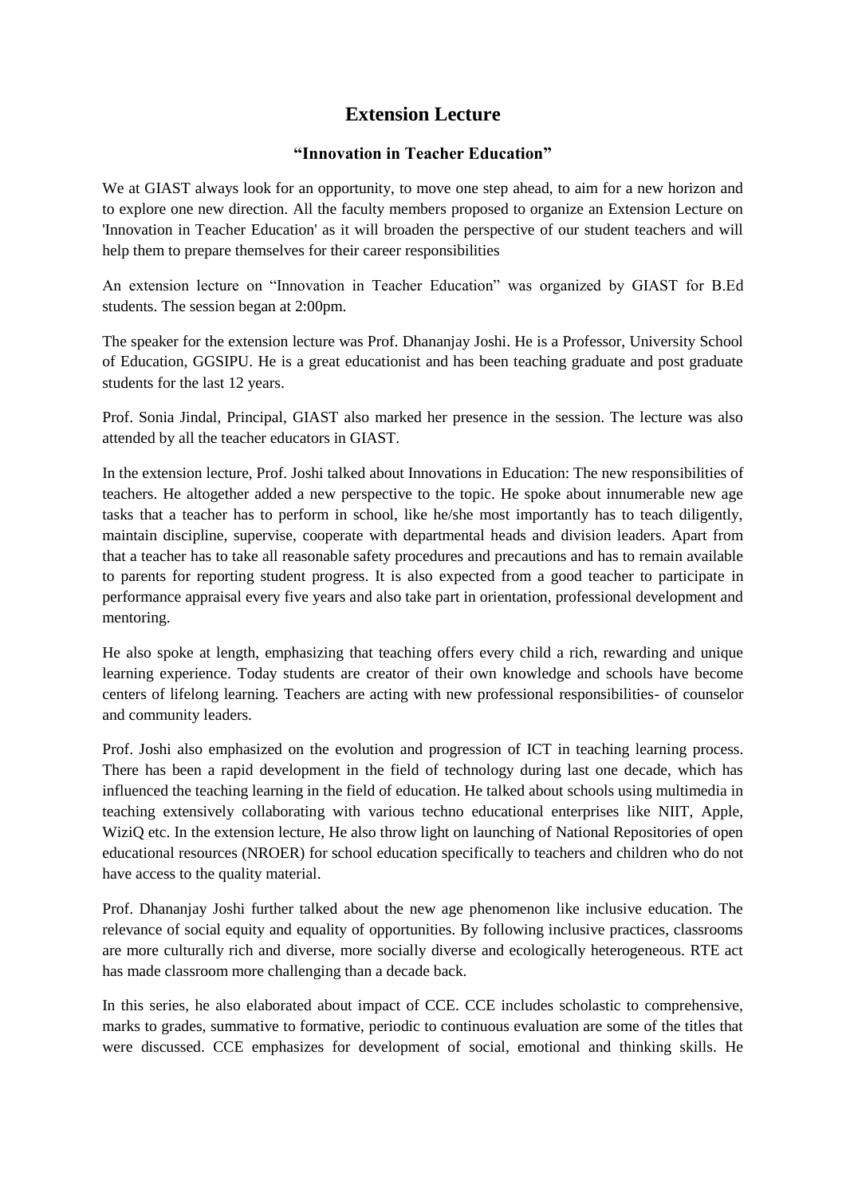# Extension Lecture

## "Innovation in Teacher Education"

We at GIAST always look for an opportunity, to move one step ahead, to aim for a new horizon and to explore one new direction. All the faculty members proposed to organize an Extension Lecture on 'Innovation in Teacher Education' as it will broaden the perspective of our student teachers and will help them to prepare themselves for their career responsibilities

An extension lecture on "Innovation in Teacher Education" was organized by GIAST for B.Ed students. The session began at 2:00pm.

The speaker for the extension lecture was Prof. Dhananjay Joshi. He is a Professor, University School of Education, GGSIPU. He is a great educationist and has been teaching graduate and post graduate students for the last 12 years.

Prof. Sonia Jindal, Principal, GIAST also marked her presence in the session. The lecture was also attended by all the teacher educators in GIAST.

In the extension lecture, Prof. Joshi talked about Innovations in Education: The new responsibilities of teachers. He altogether added a new perspective to the topic. He spoke about innumerable new age tasks that a teacher has to perform in school, like he/she most importantly has to teach diligently, maintain discipline, supervise, cooperate with departmental heads and division leaders. Apart from that a teacher has to take all reasonable safety procedures and precautions and has to remain available to parents for reporting student progress. It is also expected from a good teacher to participate in performance appraisal every five years and also take part in orientation, professional development and mentoring.

He also spoke at length, emphasizing that teaching offers every child a rich, rewarding and unique learning experience. Today students are creator of their own knowledge and schools have become centers of lifelong learning. Teachers are acting with new professional responsibilities- of counselor and community leaders.

Prof. Joshi also emphasized on the evolution and progression of ICT in teaching learning process. There has been a rapid development in the field of technology during last one decade, which has influenced the teaching learning in the field of education. He talked about schools using multimedia in teaching extensively collaborating with various techno educational enterprises like NIIT, Apple, WiziQ etc. In the extension lecture, He also throw light on launching of National Repositories of open educational resources (NROER) for school education specifically to teachers and children who do not have access to the quality material.

Prof. Dhananjay Joshi further talked about the new age phenomenon like inclusive education. The relevance of social equity and equality of opportunities. By following inclusive practices, classrooms are more culturally rich and diverse, more socially diverse and ecologically heterogeneous. RTE act has made classroom more challenging than a decade back.

In this series, he also elaborated about impact of CCE. CCE includes scholastic to comprehensive, marks to grades, summative to formative, periodic to continuous evaluation are some of the titles that were discussed. CCE emphasizes for development of social, emotional and thinking skills. He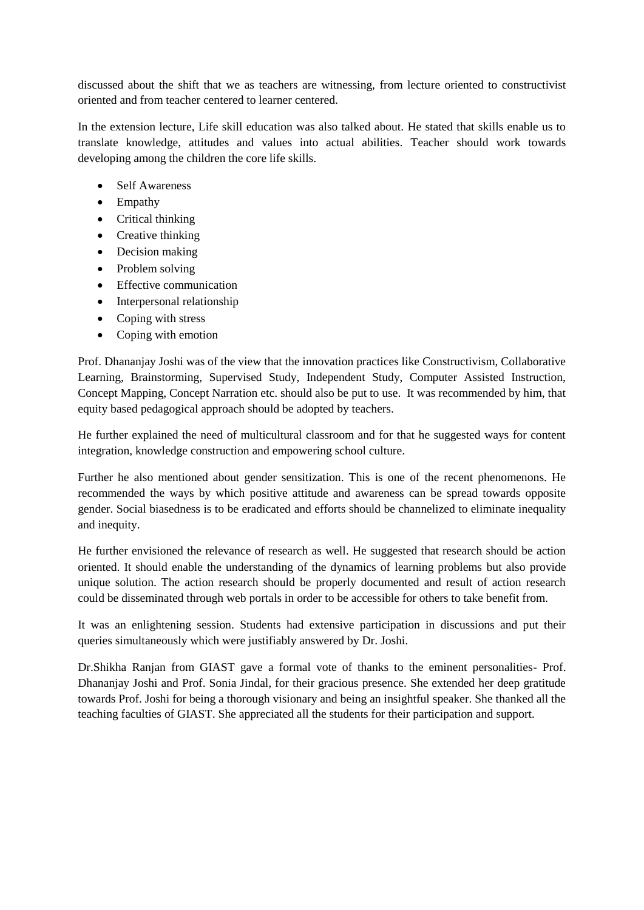discussed about the shift that we as teachers are witnessing, from lecture oriented to constructivist oriented and from teacher centered to learner centered.

In the extension lecture, Life skill education was also talked about. He stated that skills enable us to translate knowledge, attitudes and values into actual abilities. Teacher should work towards developing among the children the core life skills.

- Self Awareness
- Empathy
- Critical thinking
- Creative thinking
- Decision making
- Problem solving
- Effective communication
- Interpersonal relationship
- Coping with stress
- Coping with emotion

Prof. Dhananjay Joshi was of the view that the innovation practices like Constructivism, Collaborative Learning, Brainstorming, Supervised Study, Independent Study, Computer Assisted Instruction, Concept Mapping, Concept Narration etc. should also be put to use. It was recommended by him, that equity based pedagogical approach should be adopted by teachers.

He further explained the need of multicultural classroom and for that he suggested ways for content integration, knowledge construction and empowering school culture.

Further he also mentioned about gender sensitization. This is one of the recent phenomenons. He recommended the ways by which positive attitude and awareness can be spread towards opposite gender. Social biasedness is to be eradicated and efforts should be channelized to eliminate inequality and inequity.

He further envisioned the relevance of research as well. He suggested that research should be action oriented. It should enable the understanding of the dynamics of learning problems but also provide unique solution. The action research should be properly documented and result of action research could be disseminated through web portals in order to be accessible for others to take benefit from.

It was an enlightening session. Students had extensive participation in discussions and put their queries simultaneously which were justifiably answered by Dr. Joshi.

Dr.Shikha Ranjan from GIAST gave a formal vote of thanks to the eminent personalities- Prof. Dhananjay Joshi and Prof. Sonia Jindal, for their gracious presence. She extended her deep gratitude towards Prof. Joshi for being a thorough visionary and being an insightful speaker. She thanked all the teaching faculties of GIAST. She appreciated all the students for their participation and support.